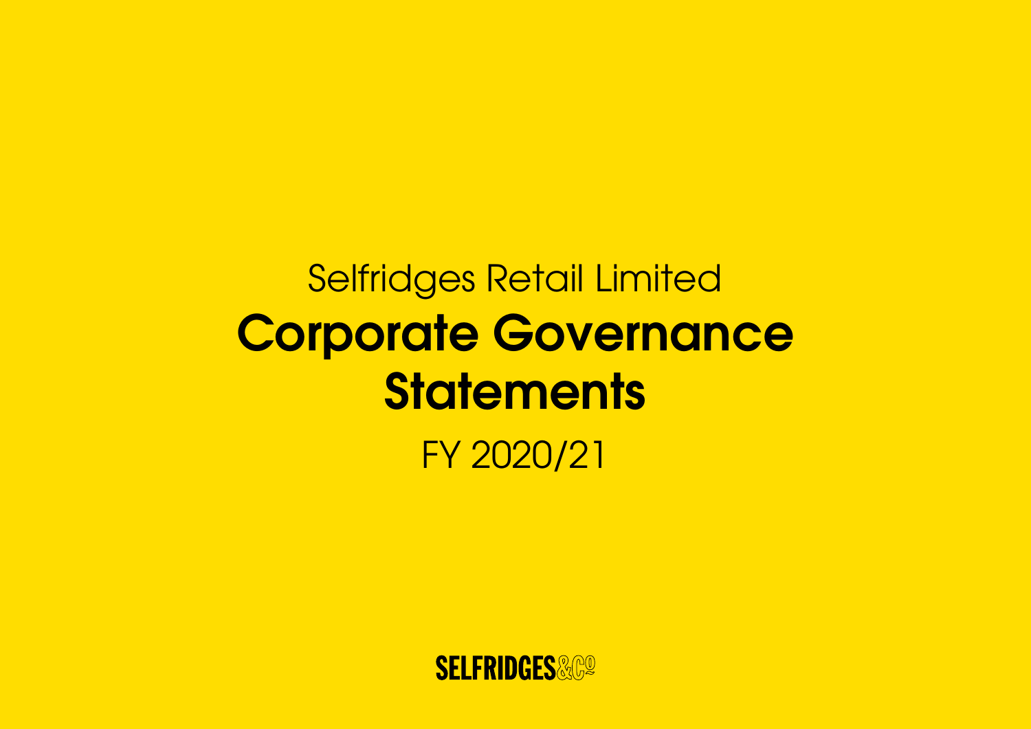Selfridges Retail Limited

# Corporate Governance Statements

FY 2020/21

SELFRIDGES&Co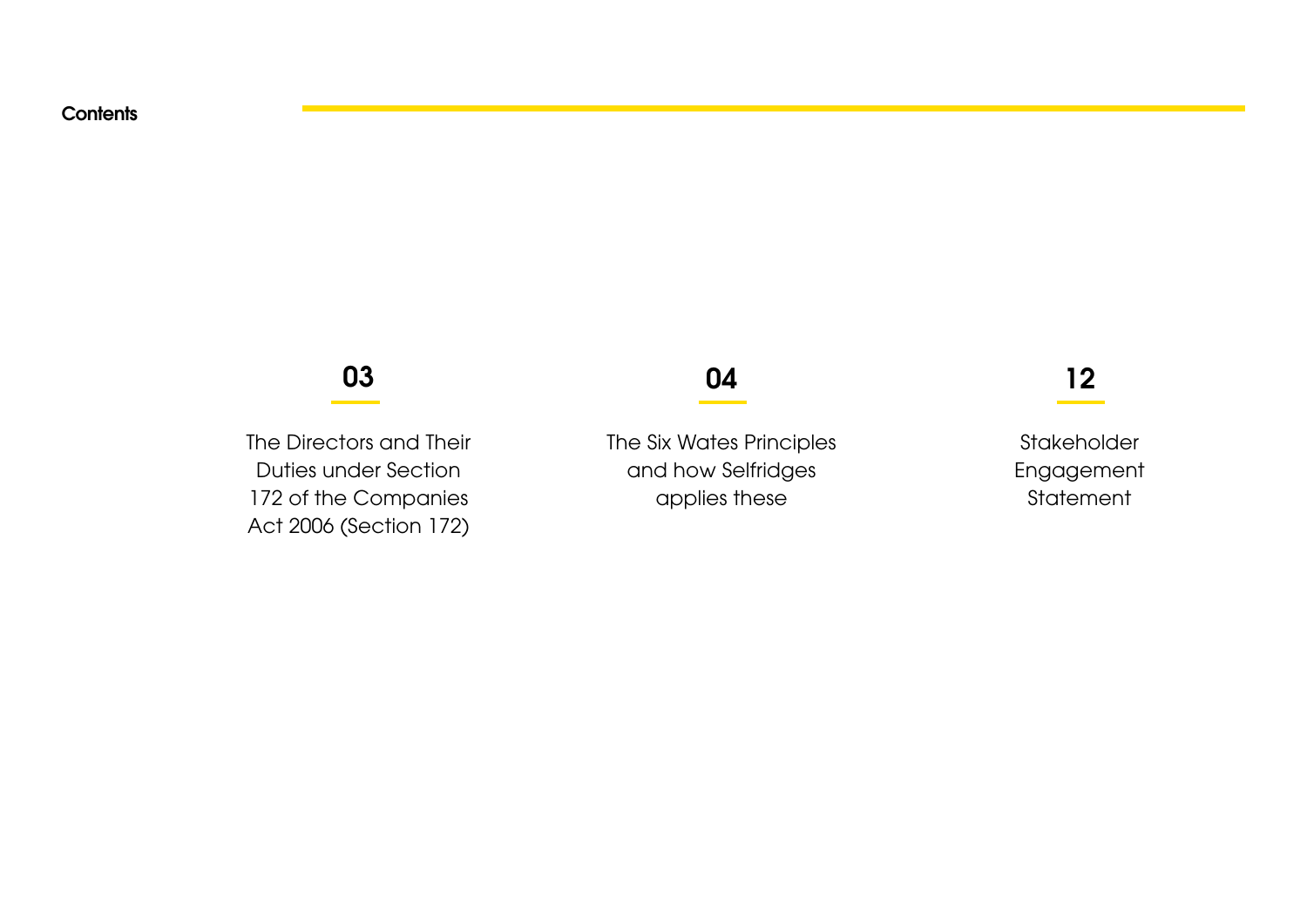# Contents

**03**

The Directors and Their Duties under Section 172 of the Companies Act 2006 (Section 172)

**04**

The Six Wates Principles and how Selfridges applies these

**12**

Stakeholder Engagement Statement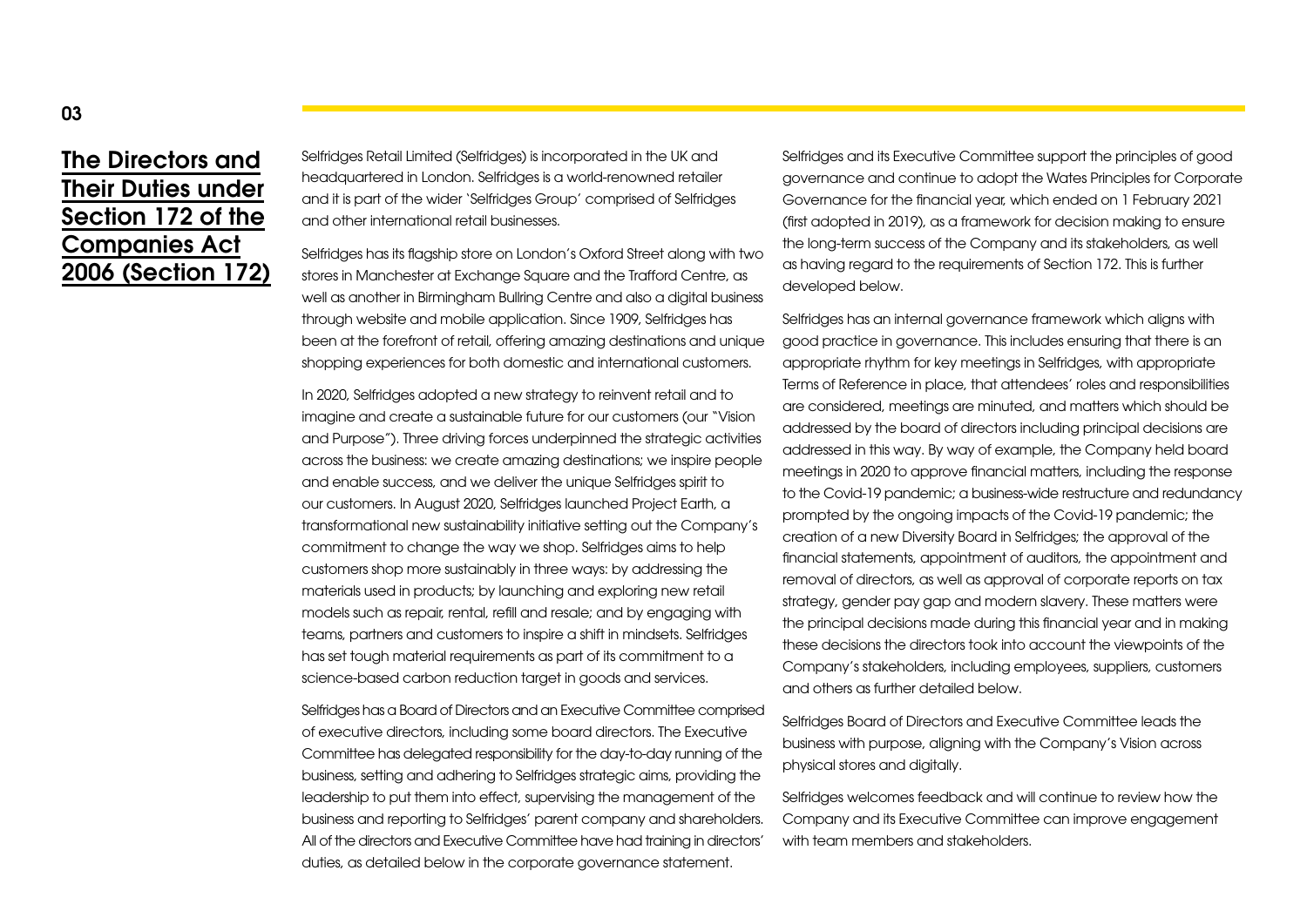# The Directors and Their Duties under Section 172 of the Companies Act 2006 (Section 172)

Selfridges Retail Limited (Selfridges) is incorporated in the UK and headquartered in London. Selfridges is a world-renowned retailer and it is part of the wider 'Selfridges Group' comprised of Selfridges and other international retail businesses.

Selfridges has its flagship store on London's Oxford Street along with two stores in Manchester at Exchange Square and the Trafford Centre, as well as another in Birmingham Bullring Centre and also a digital business through website and mobile application. Since 1909, Selfridges has been at the forefront of retail, offering amazing destinations and unique shopping experiences for both domestic and international customers.

In 2020, Selfridges adopted a new strategy to reinvent retail and to imagine and create a sustainable future for our customers (our "Vision and Purpose"). Three driving forces underpinned the strategic activities across the business: we create amazing destinations; we inspire people and enable success, and we deliver the unique Selfridges spirit to our customers. In August 2020, Selfridges launched Project Earth, a transformational new sustainability initiative setting out the Company's commitment to change the way we shop. Selfridges aims to help customers shop more sustainably in three ways: by addressing the materials used in products; by launching and exploring new retail models such as repair, rental, refill and resale; and by engaging with teams, partners and customers to inspire a shift in mindsets. Selfridges has set tough material requirements as part of its commitment to a science-based carbon reduction target in goods and services.

Selfridges has a Board of Directors and an Executive Committee comprised of executive directors, including some board directors. The Executive Committee has delegated responsibility for the day-to-day running of the business, setting and adhering to Selfridges strategic aims, providing the leadership to put them into effect, supervising the management of the business and reporting to Selfridges' parent company and shareholders. All of the directors and Executive Committee have had training in directors' duties, as detailed below in the corporate governance statement.

Selfridges and its Executive Committee support the principles of good governance and continue to adopt the Wates Principles for Corporate Governance for the financial year, which ended on 1 February 2021 (first adopted in 2019), as a framework for decision making to ensure the long-term success of the Company and its stakeholders, as well as having regard to the requirements of Section 172. This is further developed below.

Selfridges has an internal governance framework which aligns with good practice in governance. This includes ensuring that there is an appropriate rhythm for key meetings in Selfridges, with appropriate Terms of Reference in place, that attendees' roles and responsibilities are considered, meetings are minuted, and matters which should be addressed by the board of directors including principal decisions are addressed in this way. By way of example, the Company held board meetings in 2020 to approve financial matters, including the response to the Covid-19 pandemic; a business-wide restructure and redundancy prompted by the ongoing impacts of the Covid-19 pandemic; the creation of a new Diversity Board in Selfridges; the approval of the financial statements, appointment of auditors, the appointment and removal of directors, as well as approval of corporate reports on tax strategy, gender pay gap and modern slavery. These matters were the principal decisions made during this financial year and in making these decisions the directors took into account the viewpoints of the Company's stakeholders, including employees, suppliers, customers and others as further detailed below.

Selfridges Board of Directors and Executive Committee leads the business with purpose, aligning with the Company's Vision across physical stores and digitally.

Selfridges welcomes feedback and will continue to review how the Company and its Executive Committee can improve engagement with team members and stakeholders.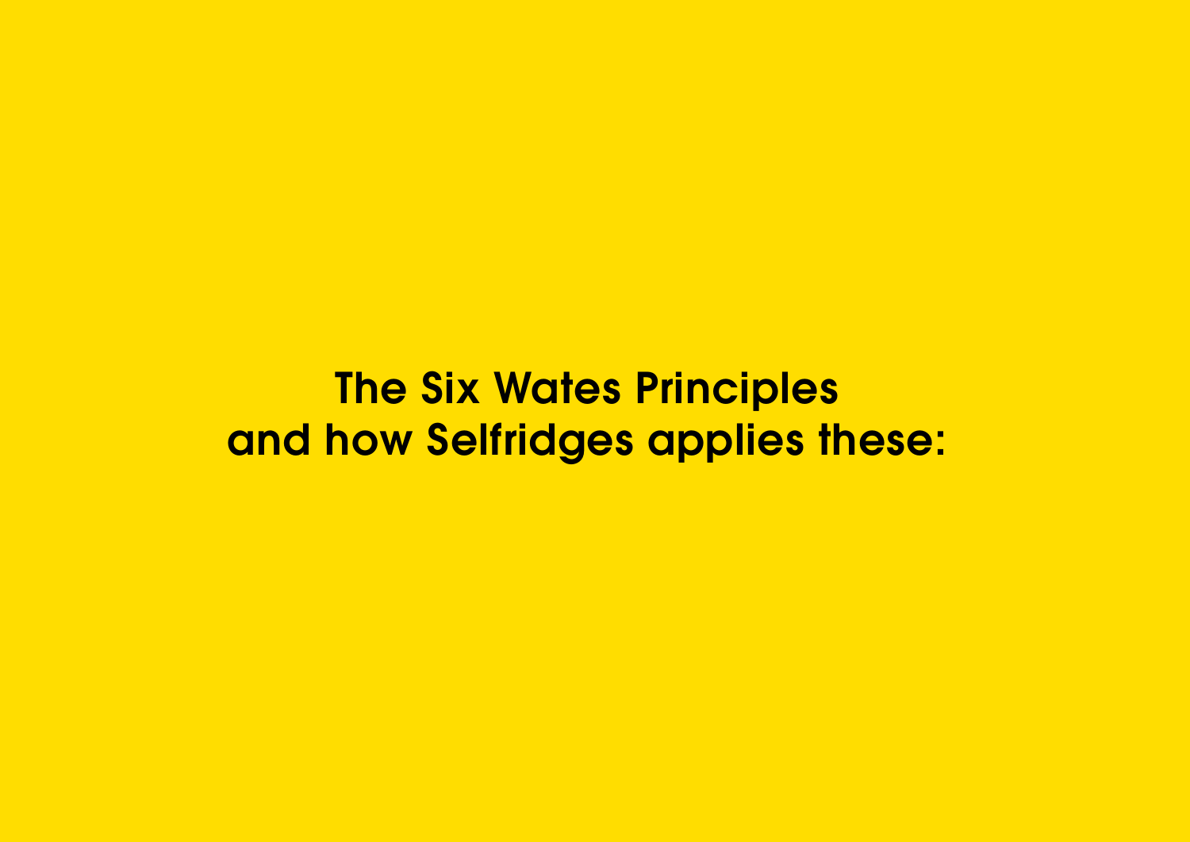# The Six Wates Principles and how Selfridges applies these: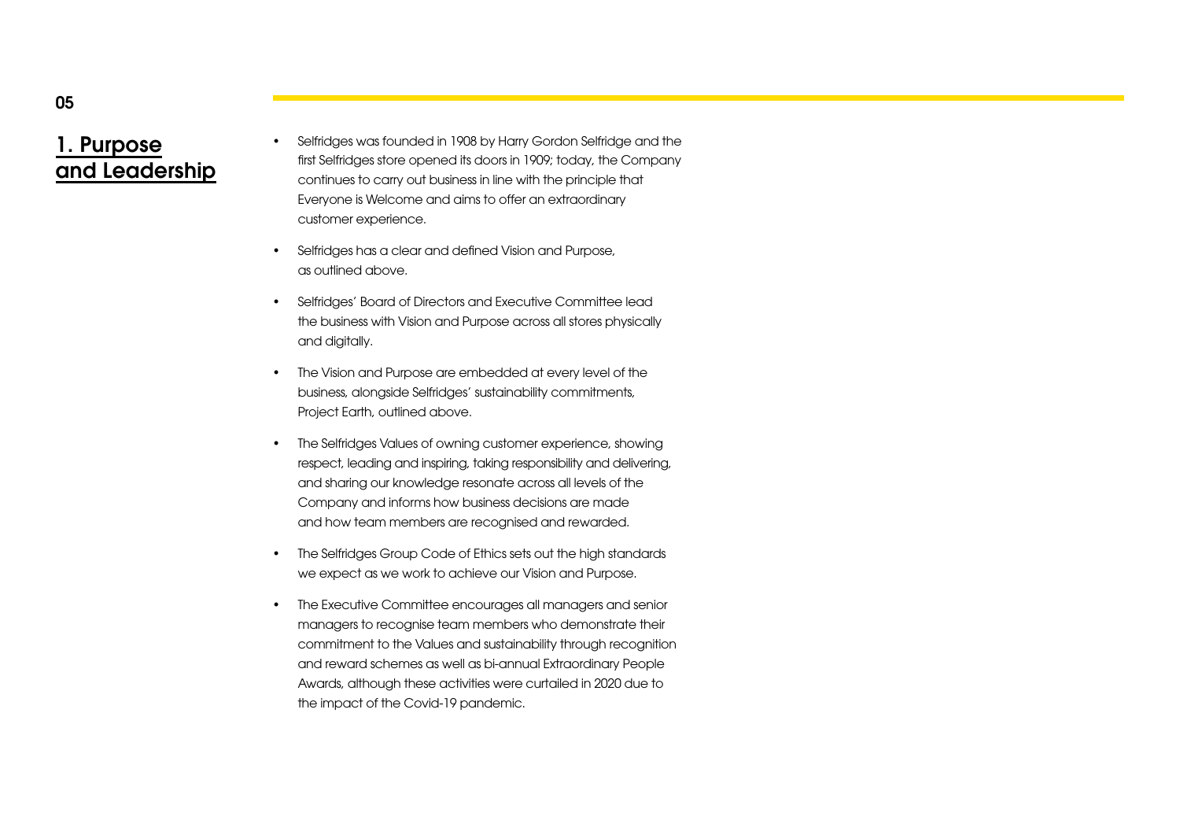# 1. Purpose and Leadership

- Selfridges was founded in 1908 by Harry Gordon Selfridge and the first Selfridges store opened its doors in 1909; today, the Company continues to carry out business in line with the principle that Everyone is Welcome and aims to offer an extraordinary customer experience.
- Selfridges has a clear and defined Vision and Purpose, as outlined above.
- Selfridges' Board of Directors and Executive Committee lead the business with Vision and Purpose across all stores physically and digitally.
- The Vision and Purpose are embedded at every level of the business, alongside Selfridges' sustainability commitments, Project Earth, outlined above.
- The Selfridges Values of owning customer experience, showing respect, leading and inspiring, taking responsibility and delivering, and sharing our knowledge resonate across all levels of the Company and informs how business decisions are made and how team members are recognised and rewarded.
- The Selfridges Group Code of Ethics sets out the high standards we expect as we work to achieve our Vision and Purpose.
- The Executive Committee encourages all managers and senior managers to recognise team members who demonstrate their commitment to the Values and sustainability through recognition and reward schemes as well as bi-annual Extraordinary People Awards, although these activities were curtailed in 2020 due to the impact of the Covid-19 pandemic.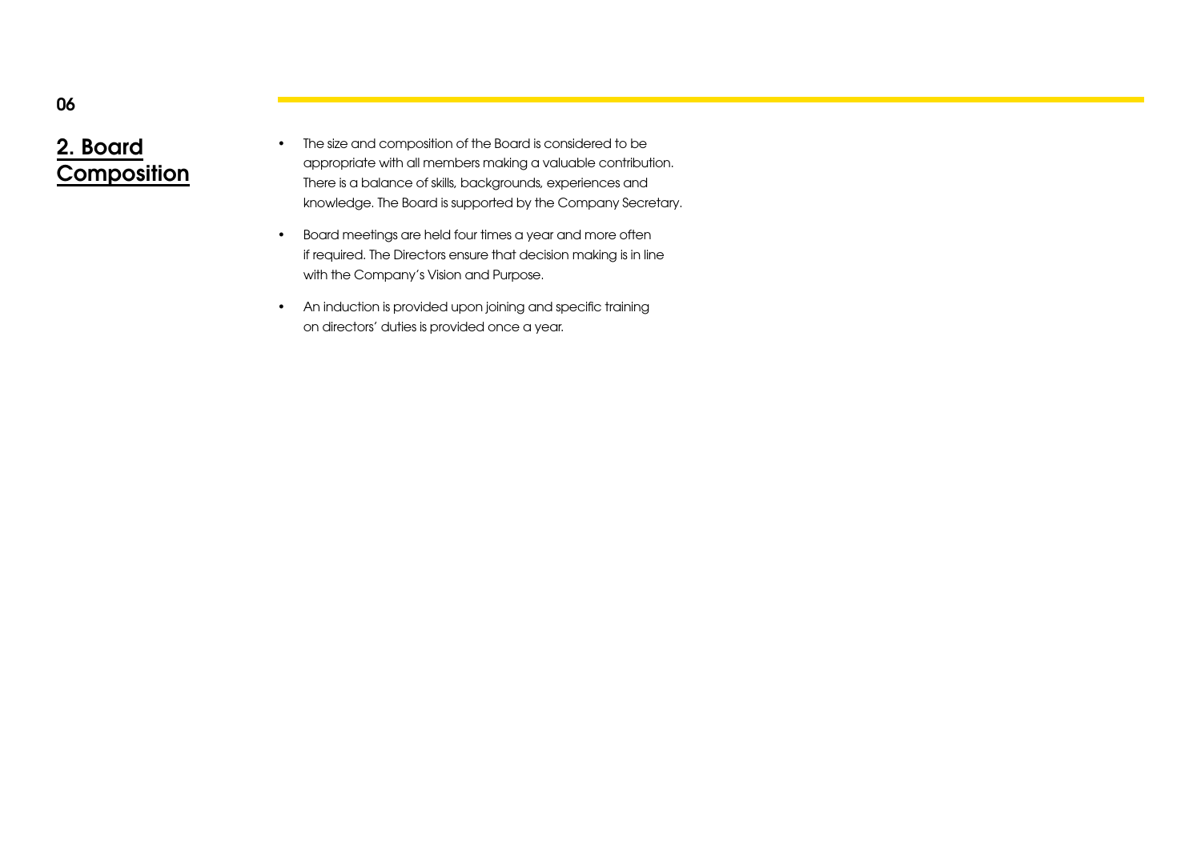## 2. Board Composition

- The size and composition of the Board is considered to be appropriate with all members making a valuable contribution. There is a balance of skills, backgrounds, experiences and knowledge. The Board is supported by the Company Secretary.
- Board meetings are held four times a year and more often if required. The Directors ensure that decision making is in line with the Company's Vision and Purpose.
- An induction is provided upon joining and specific training on directors' duties is provided once a year.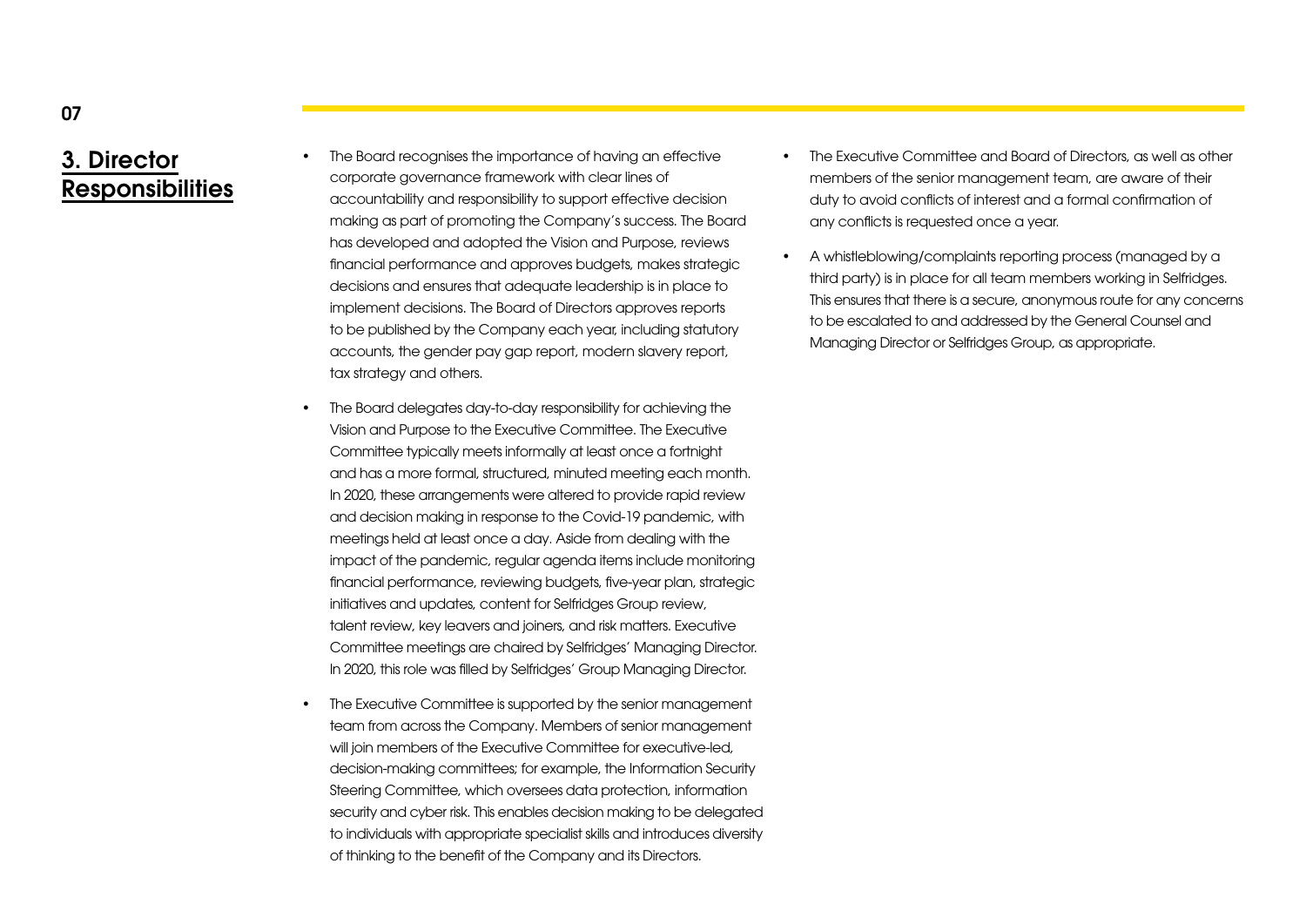## 3. Director Responsibilities

- The Board recognises the importance of having an effective corporate governance framework with clear lines of accountability and responsibility to support effective decision making as part of promoting the Company's success. The Board has developed and adopted the Vision and Purpose, reviews financial performance and approves budgets, makes strategic decisions and ensures that adequate leadership is in place to implement decisions. The Board of Directors approves reports to be published by the Company each year, including statutory accounts, the gender pay gap report, modern slavery report, tax strategy and others.
- The Board delegates day-to-day responsibility for achieving the Vision and Purpose to the Executive Committee. The Executive Committee typically meets informally at least once a fortnight and has a more formal, structured, minuted meeting each month. In 2020, these arrangements were altered to provide rapid review and decision making in response to the Covid-19 pandemic, with meetings held at least once a day. Aside from dealing with the impact of the pandemic, regular agenda items include monitoring financial performance, reviewing budgets, five-year plan, strategic initiatives and updates, content for Selfridges Group review, talent review, key leavers and joiners, and risk matters. Executive Committee meetings are chaired by Selfridges' Managing Director. In 2020, this role was filled by Selfridges' Group Managing Director.
- The Executive Committee is supported by the senior management team from across the Company. Members of senior management will join members of the Executive Committee for executive-led, decision-making committees; for example, the Information Security Steering Committee, which oversees data protection, information security and cyber risk. This enables decision making to be delegated to individuals with appropriate specialist skills and introduces diversity of thinking to the benefit of the Company and its Directors.
- The Executive Committee and Board of Directors, as well as other members of the senior management team, are aware of their duty to avoid conflicts of interest and a formal confirmation of any conflicts is requested once a year.
- A whistleblowing/complaints reporting process (managed by a third party) is in place for all team members working in Selfridges. This ensures that there is a secure, anonymous route for any concerns to be escalated to and addressed by the General Counsel and Managing Director or Selfridges Group, as appropriate.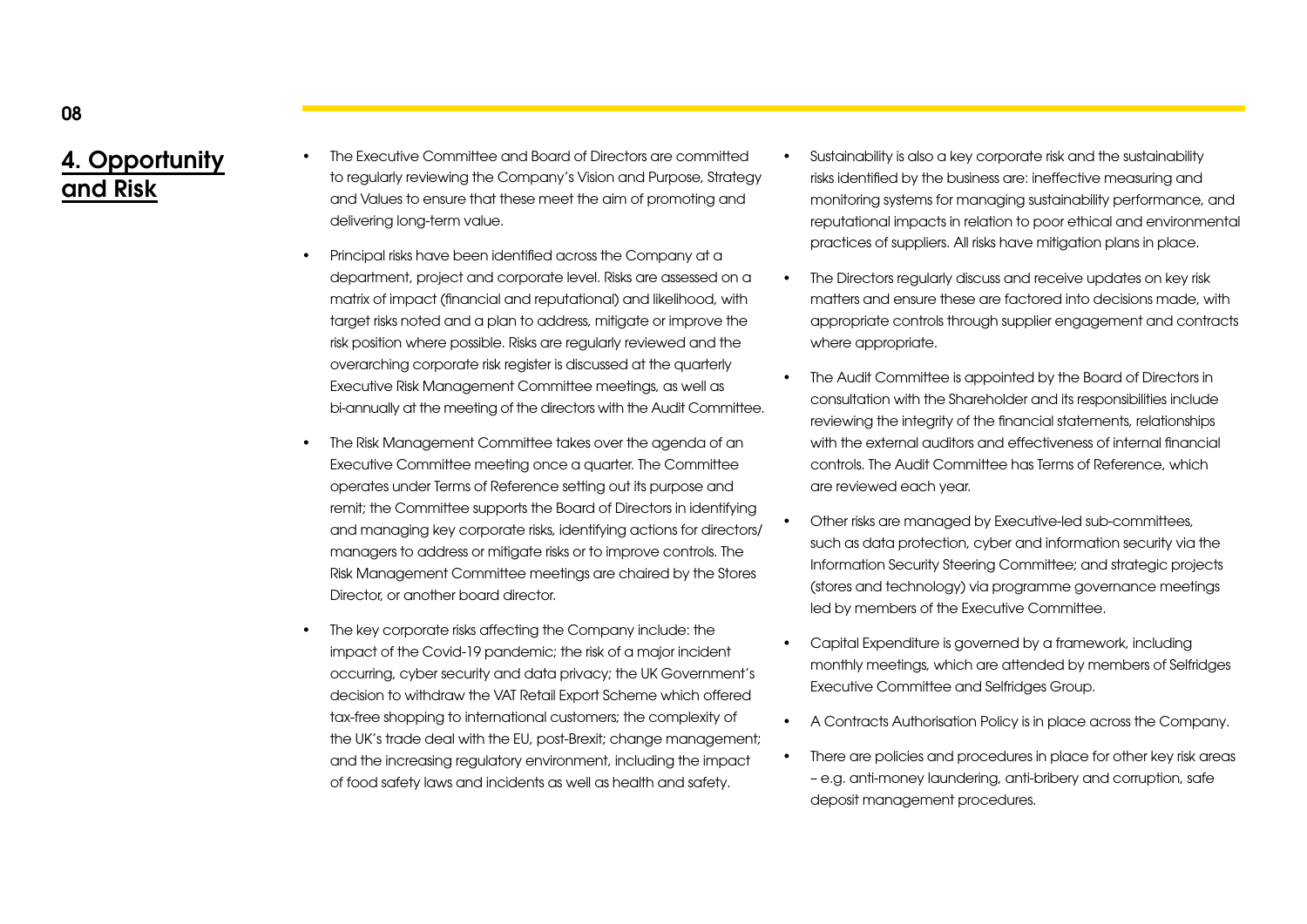## 4. Opportunity and Risk

- The Executive Committee and Board of Directors are committed to regularly reviewing the Company's Vision and Purpose, Strategy and Values to ensure that these meet the aim of promoting and delivering long-term value.
- Principal risks have been identified across the Company at a department, project and corporate level. Risks are assessed on a matrix of impact (financial and reputational) and likelihood, with target risks noted and a plan to address, mitigate or improve the risk position where possible. Risks are regularly reviewed and the overarching corporate risk register is discussed at the quarterly Executive Risk Management Committee meetings, as well as bi-annually at the meeting of the directors with the Audit Committee.
- The Risk Management Committee takes over the agenda of an Executive Committee meeting once a quarter. The Committee operates under Terms of Reference setting out its purpose and remit; the Committee supports the Board of Directors in identifying and managing key corporate risks, identifying actions for directors/ managers to address or mitigate risks or to improve controls. The Risk Management Committee meetings are chaired by the Stores Director, or another board director.
- The key corporate risks affecting the Company include: the impact of the Covid-19 pandemic; the risk of a major incident occurring, cyber security and data privacy; the UK Government's decision to withdraw the VAT Retail Export Scheme which offered tax-free shopping to international customers; the complexity of the UK's trade deal with the EU, post-Brexit; change management; and the increasing regulatory environment, including the impact of food safety laws and incidents as well as health and safety.
- Sustainability is also a key corporate risk and the sustainability risks identified by the business are: ineffective measuring and monitoring systems for managing sustainability performance, and reputational impacts in relation to poor ethical and environmental practices of suppliers. All risks have mitigation plans in place.
- The Directors regularly discuss and receive updates on key risk matters and ensure these are factored into decisions made, with appropriate controls through supplier engagement and contracts where appropriate.
- The Audit Committee is appointed by the Board of Directors in consultation with the Shareholder and its responsibilities include reviewing the integrity of the financial statements, relationships with the external auditors and effectiveness of internal financial controls. The Audit Committee has Terms of Reference, which are reviewed each year.
- Other risks are managed by Executive-led sub-committees, such as data protection, cyber and information security via the Information Security Steering Committee; and strategic projects (stores and technology) via programme governance meetings led by members of the Executive Committee.
- Capital Expenditure is governed by a framework, including monthly meetings, which are attended by members of Selfridges Executive Committee and Selfridges Group.
- A Contracts Authorisation Policy is in place across the Company.
- There are policies and procedures in place for other key risk areas – e.g. anti-money laundering, anti-bribery and corruption, safe deposit management procedures.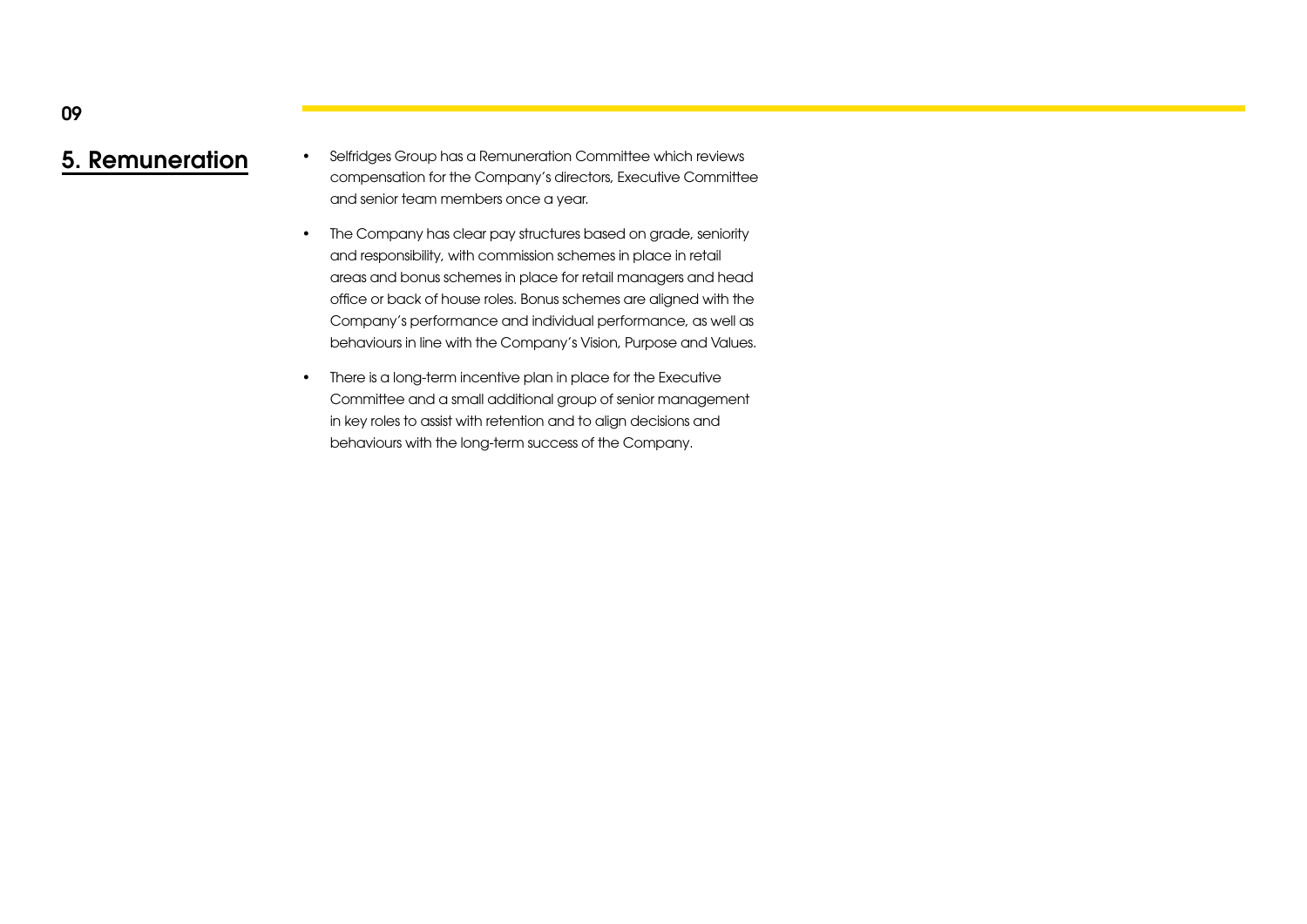## 5. Remuneration

- Selfridges Group has a Remuneration Committee which reviews compensation for the Company's directors, Executive Committee and senior team members once a year.
- The Company has clear pay structures based on grade, seniority and responsibility, with commission schemes in place in retail areas and bonus schemes in place for retail managers and head office or back of house roles. Bonus schemes are aligned with the Company's performance and individual performance, as well as behaviours in line with the Company's Vision, Purpose and Values.
- There is a long-term incentive plan in place for the Executive Committee and a small additional group of senior management in key roles to assist with retention and to align decisions and behaviours with the long-term success of the Company.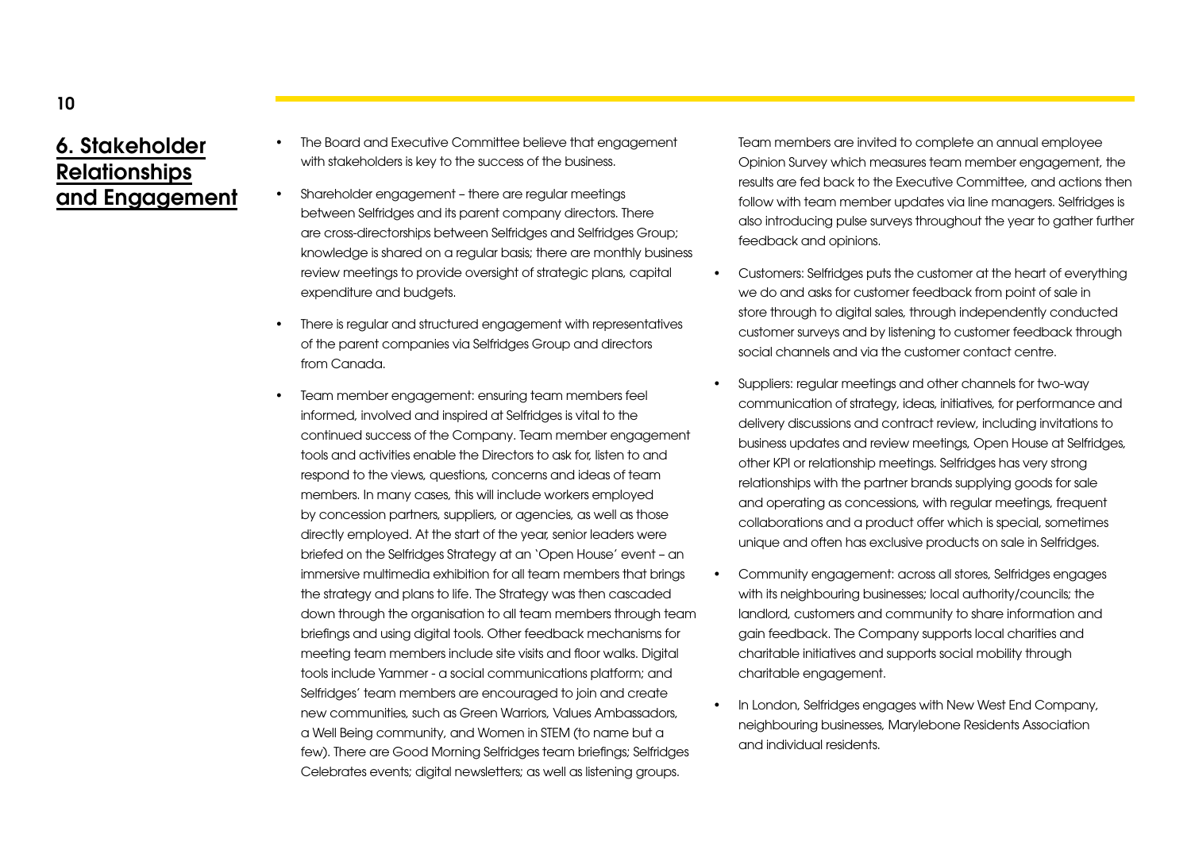# 6. Stakeholder Relationships and Engagement

- The Board and Executive Committee believe that engagement with stakeholders is key to the success of the business.
- Shareholder engagement – there are regular meetings between Selfridges and its parent company directors. There are cross-directorships between Selfridges and Selfridges Group; knowledge is shared on a regular basis; there are monthly business review meetings to provide oversight of strategic plans, capital expenditure and budgets.
- There is regular and structured engagement with representatives of the parent companies via Selfridges Group and directors from Canada.
- Team member engagement: ensuring team members feel informed, involved and inspired at Selfridges is vital to the continued success of the Company. Team member engagement tools and activities enable the Directors to ask for, listen to and respond to the views, questions, concerns and ideas of team members. In many cases, this will include workers employed by concession partners, suppliers, or agencies, as well as those directly employed. At the start of the year, senior leaders were briefed on the Selfridges Strategy at an 'Open House' event – an immersive multimedia exhibition for all team members that brings the strategy and plans to life. The Strategy was then cascaded down through the organisation to all team members through team briefings and using digital tools. Other feedback mechanisms for meeting team members include site visits and floor walks. Digital tools include Yammer - a social communications platform; and Selfridges' team members are encouraged to join and create new communities, such as Green Warriors, Values Ambassadors, a Well Being community, and Women in STEM (to name but a few). There are Good Morning Selfridges team briefings; Selfridges Celebrates events; digital newsletters; as well as listening groups.

  Team members are invited to complete an annual employee Opinion Survey which measures team member engagement, the results are fed back to the Executive Committee, and actions then follow with team member updates via line managers. Selfridges is also introducing pulse surveys throughout the year to gather further feedback and opinions.
- Customers: Selfridges puts the customer at the heart of everything we do and asks for customer feedback from point of sale in store through to digital sales, through independently conducted customer surveys and by listening to customer feedback through social channels and via the customer contact centre.
- Suppliers: regular meetings and other channels for two-way communication of strategy, ideas, initiatives, for performance and delivery discussions and contract review, including invitations to business updates and review meetings, Open House at Selfridges, other KPI or relationship meetings. Selfridges has very strong relationships with the partner brands supplying goods for sale and operating as concessions, with regular meetings, frequent collaborations and a product offer which is special, sometimes unique and often has exclusive products on sale in Selfridges.
- Community engagement: across all stores, Selfridges engages with its neighbouring businesses; local authority/councils; the landlord, customers and community to share information and gain feedback. The Company supports local charities and charitable initiatives and supports social mobility through charitable engagement.
- In London, Selfridges engages with New West End Company, neighbouring businesses, Marylebone Residents Association and individual residents.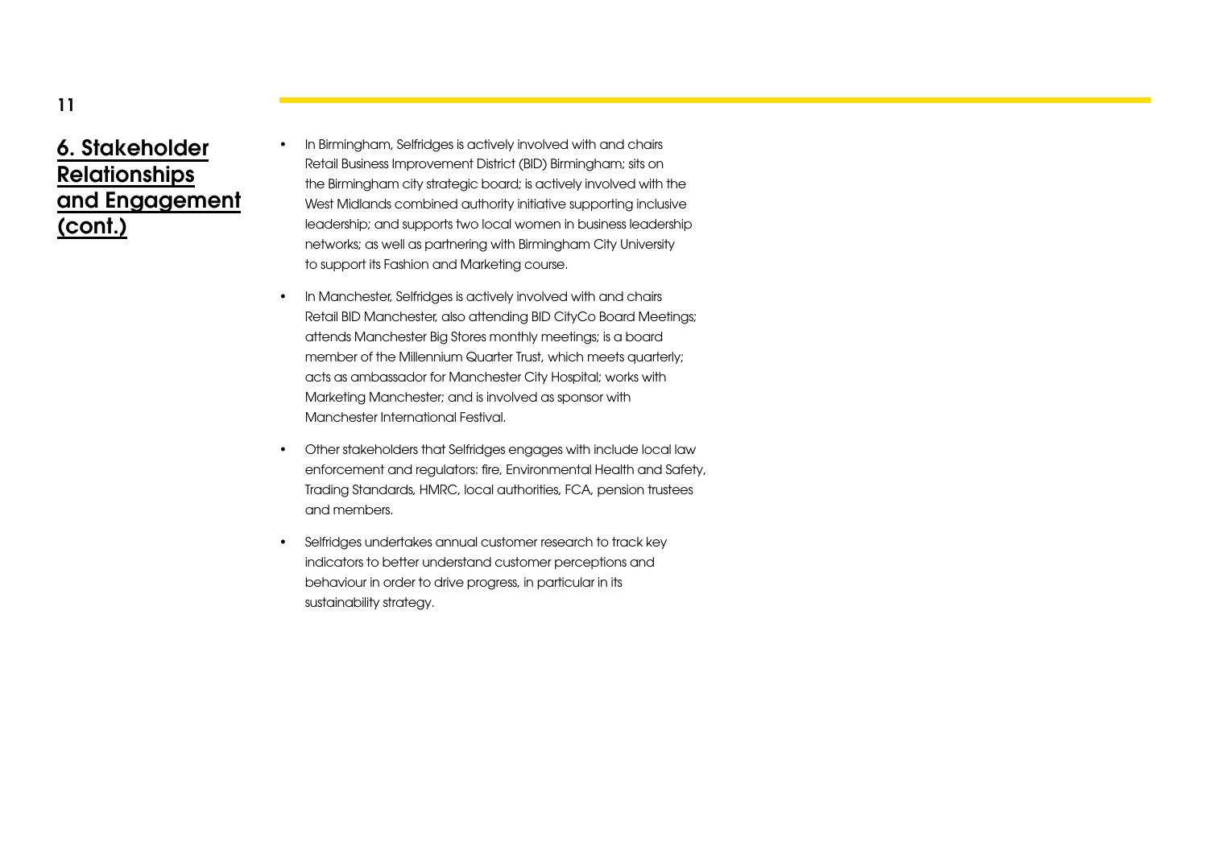## 6. Stakeholder Relationships and Engagement (cont.)

- In Birmingham, Selfridges is actively involved with and chairs Retail Business Improvement District (BID) Birmingham; sits on the Birmingham city strategic board; is actively involved with the West Midlands combined authority initiative supporting inclusive leadership; and supports two local women in business leadership networks; as well as partnering with Birmingham City University to support its Fashion and Marketing course.
- In Manchester, Selfridges is actively involved with and chairs Retail BID Manchester, also attending BID CityCo Board Meetings; attends Manchester Big Stores monthly meetings; is a board member of the Millennium Quarter Trust, which meets quarterly; acts as ambassador for Manchester City Hospital; works with Marketing Manchester; and is involved as sponsor with Manchester International Festival.
- Other stakeholders that Selfridges engages with include local law enforcement and regulators: fire, Environmental Health and Safety, Trading Standards, HMRC, local authorities, FCA, pension trustees and members.
- Selfridges undertakes annual customer research to track key indicators to better understand customer perceptions and behaviour in order to drive progress, in particular in its sustainability strategy.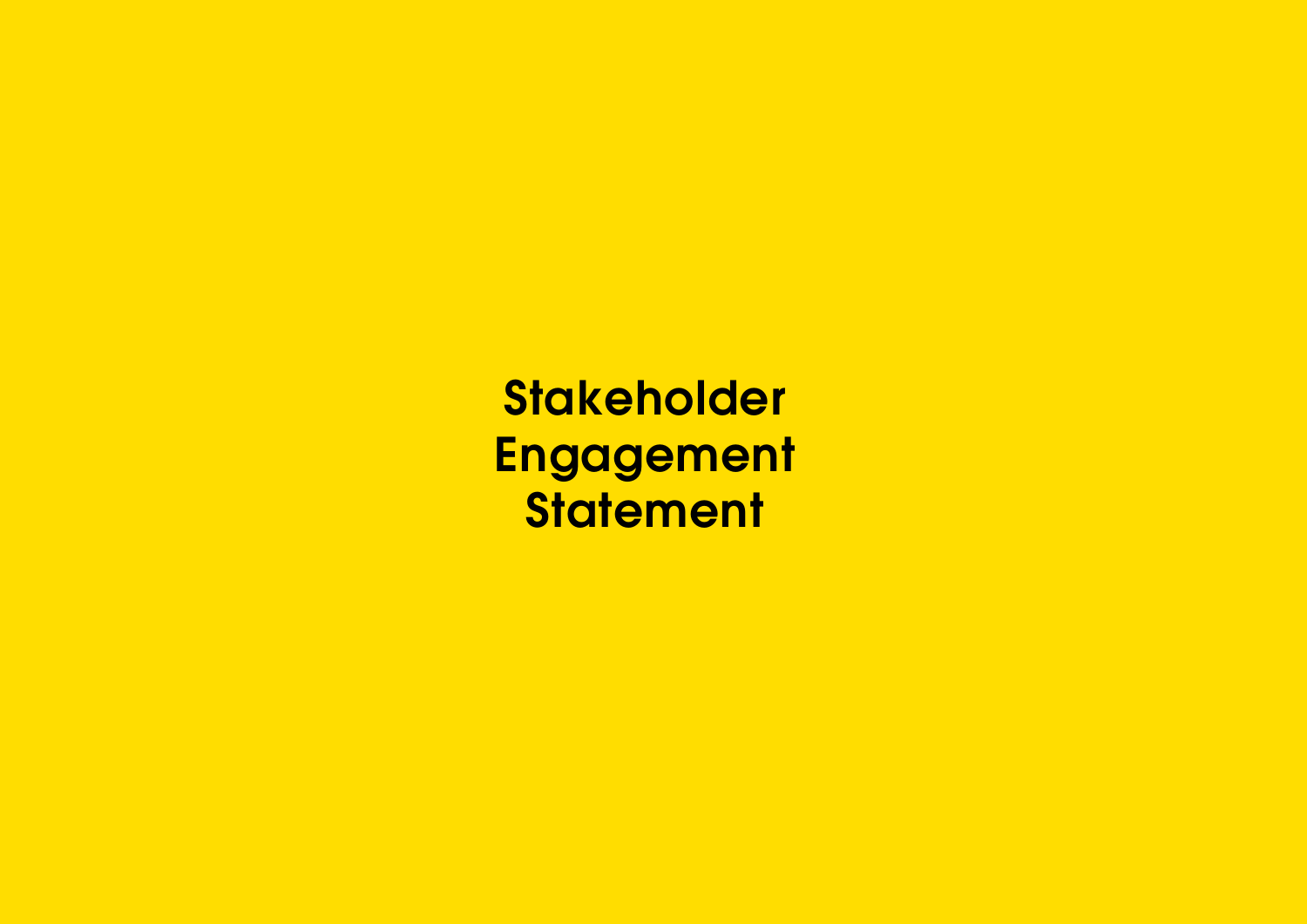# Stakeholder Engagement Statement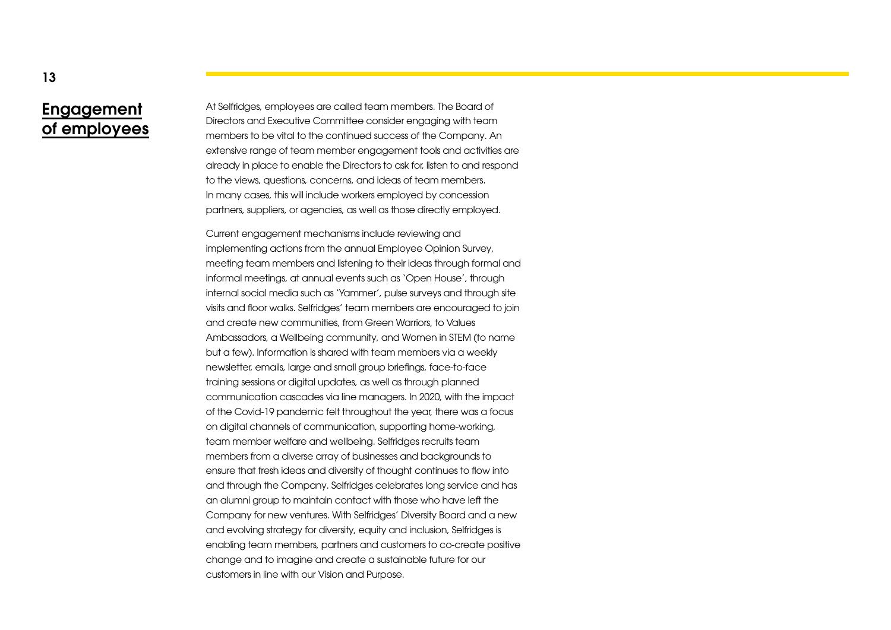## Engagement of employees

At Selfridges, employees are called team members. The Board of Directors and Executive Committee consider engaging with team members to be vital to the continued success of the Company. An extensive range of team member engagement tools and activities are already in place to enable the Directors to ask for, listen to and respond to the views, questions, concerns, and ideas of team members. In many cases, this will include workers employed by concession partners, suppliers, or agencies, as well as those directly employed.

Current engagement mechanisms include reviewing and implementing actions from the annual Employee Opinion Survey, meeting team members and listening to their ideas through formal and informal meetings, at annual events such as 'Open House', through internal social media such as 'Yammer', pulse surveys and through site visits and floor walks. Selfridges' team members are encouraged to join and create new communities, from Green Warriors, to Values Ambassadors, a Wellbeing community, and Women in STEM (to name but a few). Information is shared with team members via a weekly newsletter, emails, large and small group briefings, face-to-face training sessions or digital updates, as well as through planned communication cascades via line managers. In 2020, with the impact of the Covid-19 pandemic felt throughout the year, there was a focus on digital channels of communication, supporting home-working, team member welfare and wellbeing. Selfridges recruits team members from a diverse array of businesses and backgrounds to ensure that fresh ideas and diversity of thought continues to flow into and through the Company. Selfridges celebrates long service and has an alumni group to maintain contact with those who have left the Company for new ventures. With Selfridges' Diversity Board and a new and evolving strategy for diversity, equity and inclusion, Selfridges is enabling team members, partners and customers to co-create positive change and to imagine and create a sustainable future for our customers in line with our Vision and Purpose.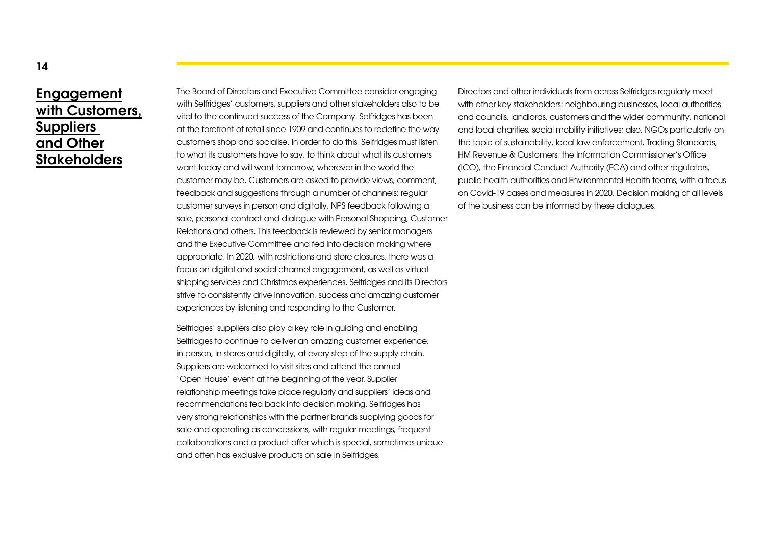# Engagement with Customers, Suppliers and Other Stakeholders

The Board of Directors and Executive Committee consider engaging with Selfridges' customers, suppliers and other stakeholders also to be vital to the continued success of the Company. Selfridges has been at the forefront of retail since 1909 and continues to redefine the way customers shop and socialise. In order to do this, Selfridges must listen to what its customers have to say, to think about what its customers want today and will want tomorrow, wherever in the world the customer may be. Customers are asked to provide views, comment, feedback and suggestions through a number of channels: regular customer surveys in person and digitally, NPS feedback following a sale, personal contact and dialogue with Personal Shopping, Customer Relations and others. This feedback is reviewed by senior managers and the Executive Committee and fed into decision making where appropriate. In 2020, with restrictions and store closures, there was a focus on digital and social channel engagement, as well as virtual shipping services and Christmas experiences. Selfridges and its Directors strive to consistently drive innovation, success and amazing customer experiences by listening and responding to the Customer.

Selfridges' suppliers also play a key role in guiding and enabling Selfridges to continue to deliver an amazing customer experience; in person, in stores and digitally, at every step of the supply chain. Suppliers are welcomed to visit sites and attend the annual `Open House' event at the beginning of the year. Supplier relationship meetings take place regularly and suppliers' ideas and recommendations fed back into decision making. Selfridges has very strong relationships with the partner brands supplying goods for sale and operating as concessions, with regular meetings, frequent collaborations and a product offer which is special, sometimes unique and often has exclusive products on sale in Selfridges.

Directors and other individuals from across Selfridges regularly meet with other key stakeholders: neighbouring businesses, local authorities and councils, landlords, customers and the wider community, national and local charities, social mobility initiatives; also, NGOs particularly on the topic of sustainability, local law enforcement, Trading Standards, HM Revenue & Customers, the Information Commissioner's Office (ICO), the Financial Conduct Authority (FCA) and other regulators, public health authorities and Environmental Health teams, with a focus on Covid-19 cases and measures in 2020. Decision making at all levels of the business can be informed by these dialogues.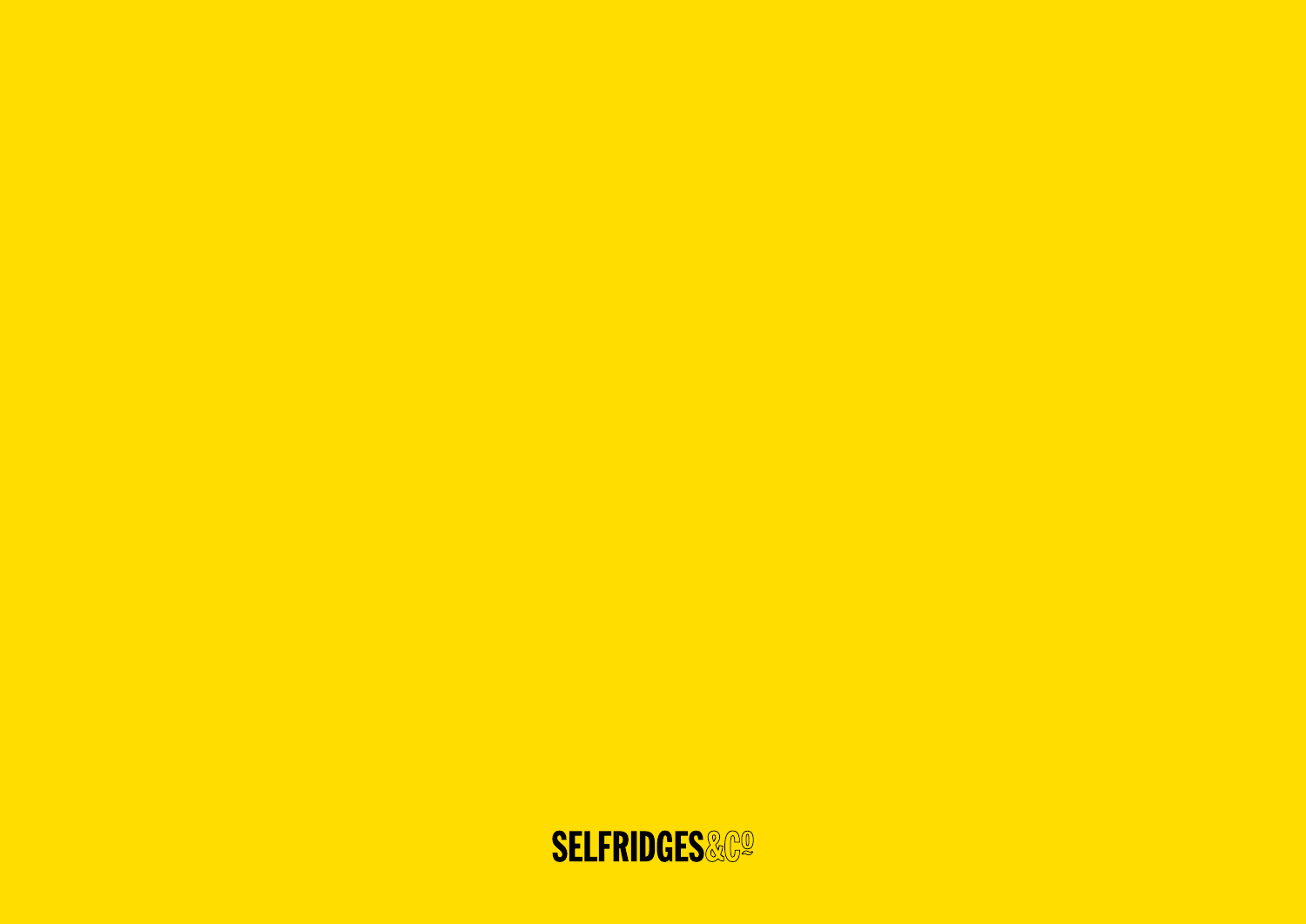SELFRIDGES&Co